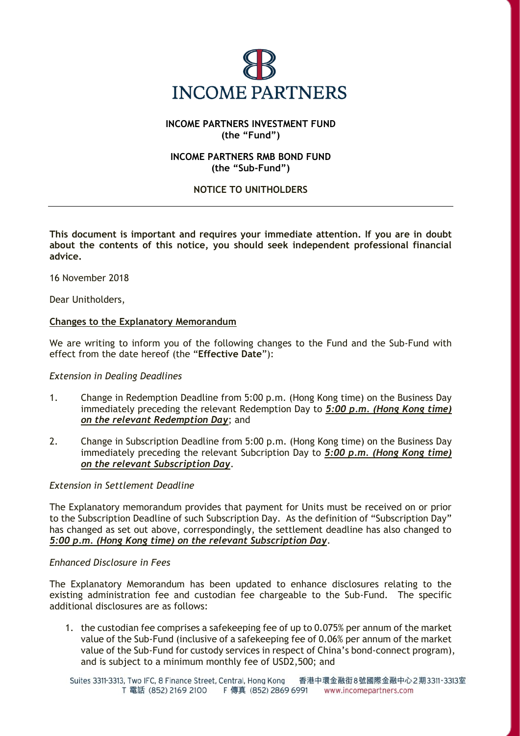**INCOME PARTNERS INVESTMENT FUND**
**(the "Fund")**

**INCOME PARTNERS RMB BOND FUND**
**(the "Sub-Fund")**

**NOTICE TO UNITHOLDERS**

---

**This document is important and requires your immediate attention. If you are in doubt about the contents of this notice, you should seek independent professional financial advice.**

16 November 2018

Dear Unitholders,

**Changes to the Explanatory Memorandum**

We are writing to inform you of the following changes to the Fund and the Sub-Fund with effect from the date hereof (the "**Effective Date**"):

*Extension in Dealing Deadlines*

1. Change in Redemption Deadline from 5:00 p.m. (Hong Kong time) on the Business Day immediately preceding the relevant Redemption Day to ***5:00 p.m. (Hong Kong time) on the relevant Redemption Day***; and

2. Change in Subscription Deadline from 5:00 p.m. (Hong Kong time) on the Business Day immediately preceding the relevant Subcription Day to ***5:00 p.m. (Hong Kong time) on the relevant Subscription Day***.

*Extension in Settlement Deadline*

The Explanatory memorandum provides that payment for Units must be received on or prior to the Subscription Deadline of such Subscription Day. As the definition of "Subscription Day" has changed as set out above, correspondingly, the settlement deadline has also changed to ***5:00 p.m. (Hong Kong time) on the relevant Subscription Day***.

*Enhanced Disclosure in Fees*

The Explanatory Memorandum has been updated to enhance disclosures relating to the existing administration fee and custodian fee chargeable to the Sub-Fund. The specific additional disclosures are as follows:

1. the custodian fee comprises a safekeeping fee of up to 0.075% per annum of the market value of the Sub-Fund (inclusive of a safekeeping fee of 0.06% per annum of the market value of the Sub-Fund for custody services in respect of China's bond-connect program), and is subject to a minimum monthly fee of USD2,500; and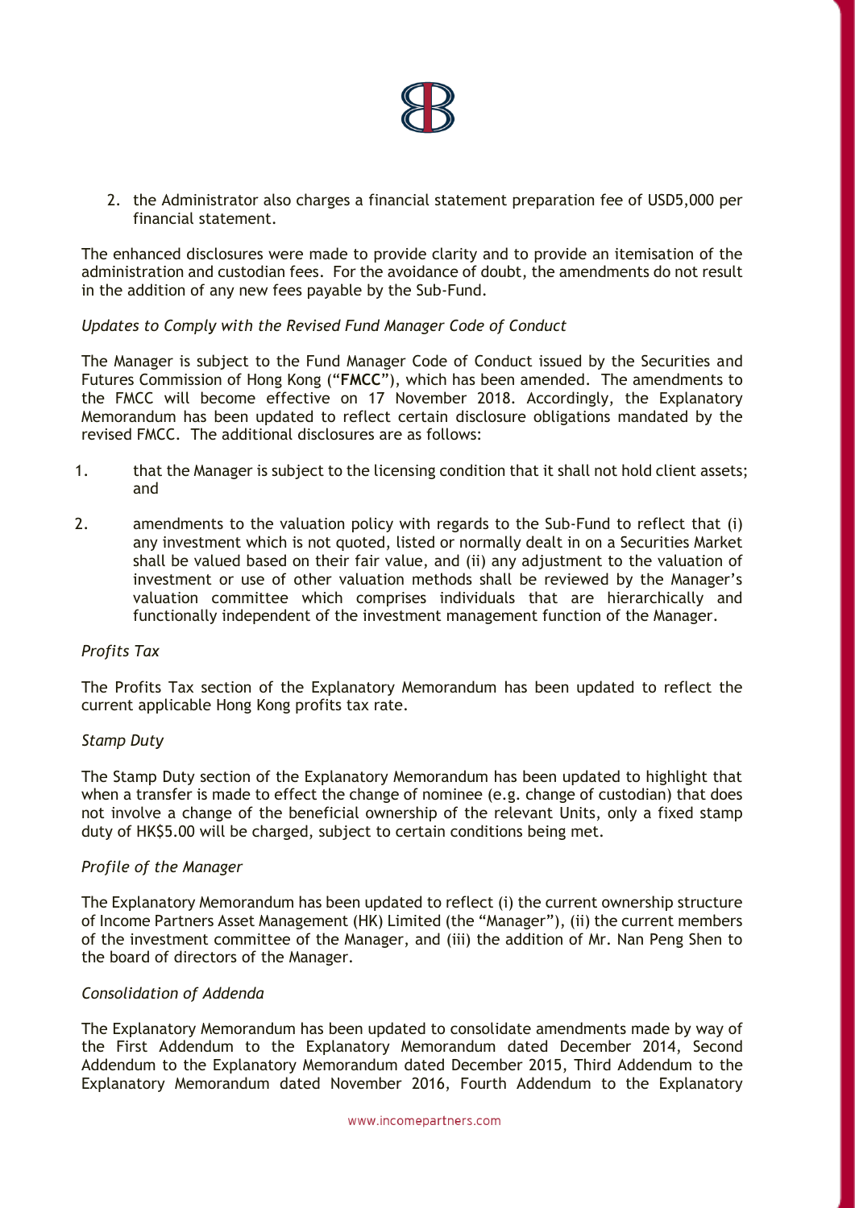2. the Administrator also charges a financial statement preparation fee of USD5,000 per financial statement.

The enhanced disclosures were made to provide clarity and to provide an itemisation of the administration and custodian fees. For the avoidance of doubt, the amendments do not result in the addition of any new fees payable by the Sub-Fund.

*Updates to Comply with the Revised Fund Manager Code of Conduct*

The Manager is subject to the Fund Manager Code of Conduct issued by the Securities and Futures Commission of Hong Kong ("**FMCC**"), which has been amended. The amendments to the FMCC will become effective on 17 November 2018. Accordingly, the Explanatory Memorandum has been updated to reflect certain disclosure obligations mandated by the revised FMCC. The additional disclosures are as follows:

1. that the Manager is subject to the licensing condition that it shall not hold client assets; and

2. amendments to the valuation policy with regards to the Sub-Fund to reflect that (i) any investment which is not quoted, listed or normally dealt in on a Securities Market shall be valued based on their fair value, and (ii) any adjustment to the valuation of investment or use of other valuation methods shall be reviewed by the Manager's valuation committee which comprises individuals that are hierarchically and functionally independent of the investment management function of the Manager.

*Profits Tax*

The Profits Tax section of the Explanatory Memorandum has been updated to reflect the current applicable Hong Kong profits tax rate.

*Stamp Duty*

The Stamp Duty section of the Explanatory Memorandum has been updated to highlight that when a transfer is made to effect the change of nominee (e.g. change of custodian) that does not involve a change of the beneficial ownership of the relevant Units, only a fixed stamp duty of HK$5.00 will be charged, subject to certain conditions being met.

*Profile of the Manager*

The Explanatory Memorandum has been updated to reflect (i) the current ownership structure of Income Partners Asset Management (HK) Limited (the "Manager"), (ii) the current members of the investment committee of the Manager, and (iii) the addition of Mr. Nan Peng Shen to the board of directors of the Manager.

*Consolidation of Addenda*

The Explanatory Memorandum has been updated to consolidate amendments made by way of the First Addendum to the Explanatory Memorandum dated December 2014, Second Addendum to the Explanatory Memorandum dated December 2015, Third Addendum to the Explanatory Memorandum dated November 2016, Fourth Addendum to the Explanatory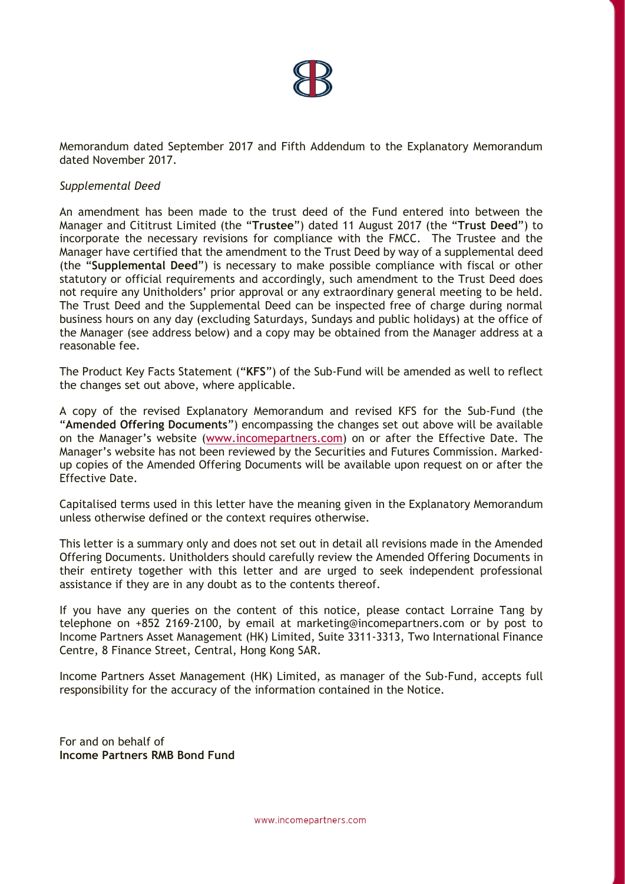Memorandum dated September 2017 and Fifth Addendum to the Explanatory Memorandum dated November 2017.

*Supplemental Deed*

An amendment has been made to the trust deed of the Fund entered into between the Manager and Cititrust Limited (the "**Trustee**") dated 11 August 2017 (the "**Trust Deed**") to incorporate the necessary revisions for compliance with the FMCC. The Trustee and the Manager have certified that the amendment to the Trust Deed by way of a supplemental deed (the "**Supplemental Deed**") is necessary to make possible compliance with fiscal or other statutory or official requirements and accordingly, such amendment to the Trust Deed does not require any Unitholders' prior approval or any extraordinary general meeting to be held. The Trust Deed and the Supplemental Deed can be inspected free of charge during normal business hours on any day (excluding Saturdays, Sundays and public holidays) at the office of the Manager (see address below) and a copy may be obtained from the Manager address at a reasonable fee.

The Product Key Facts Statement ("**KFS**") of the Sub-Fund will be amended as well to reflect the changes set out above, where applicable.

A copy of the revised Explanatory Memorandum and revised KFS for the Sub-Fund (the "**Amended Offering Documents**") encompassing the changes set out above will be available on the Manager's website (www.incomepartners.com) on or after the Effective Date. The Manager's website has not been reviewed by the Securities and Futures Commission. Marked-up copies of the Amended Offering Documents will be available upon request on or after the Effective Date.

Capitalised terms used in this letter have the meaning given in the Explanatory Memorandum unless otherwise defined or the context requires otherwise.

This letter is a summary only and does not set out in detail all revisions made in the Amended Offering Documents. Unitholders should carefully review the Amended Offering Documents in their entirety together with this letter and are urged to seek independent professional assistance if they are in any doubt as to the contents thereof.

If you have any queries on the content of this notice, please contact Lorraine Tang by telephone on +852 2169-2100, by email at marketing@incomepartners.com or by post to Income Partners Asset Management (HK) Limited, Suite 3311-3313, Two International Finance Centre, 8 Finance Street, Central, Hong Kong SAR.

Income Partners Asset Management (HK) Limited, as manager of the Sub-Fund, accepts full responsibility for the accuracy of the information contained in the Notice.

For and on behalf of
**Income Partners RMB Bond Fund**